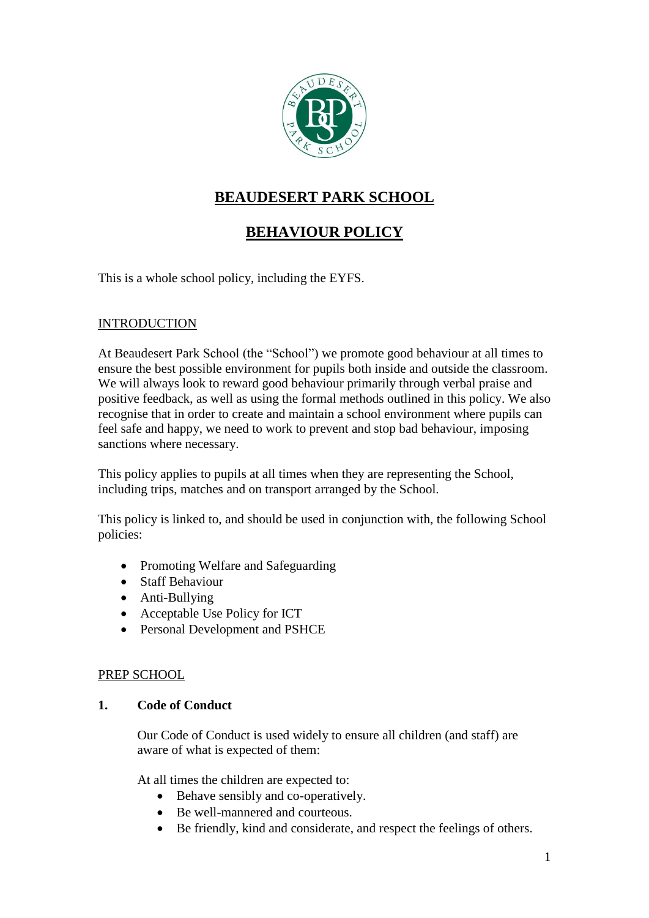# BEAUDESERT PARK SCHOOL

# BEHAVIOUR POLICY

This is a whole school policy, including the EYFS.

## INTRODUCTION

At Beaudesert Park School (the "School") we promote good behaviour at all times to ensure the best possible environment for pupils both inside and outside the classroom. We will always look to reward good behaviour primarily through verbal praise and positive feedback, as well as using the formal methods outlined in this policy. We also recognise that in order to create and maintain a school environment where pupils can feel safe and happy, we need to work to prevent and stop bad behaviour, imposing sanctions where necessary.

This policy applies to pupils at all times when they are representing the School, including trips, matches and on transport arranged by the School.

This policy is linked to, and should be used in conjunction with, the following School policies:

- Promoting Welfare and Safeguarding
- Staff Behaviour
- Anti-Bullying
- Acceptable Use Policy for ICT
- Personal Development and PSHCE

## PREP SCHOOL

### 1. Code of Conduct

Our Code of Conduct is used widely to ensure all children (and staff) are aware of what is expected of them:

At all times the children are expected to:

- Behave sensibly and co-operatively.
- Be well-mannered and courteous.
- Be friendly, kind and considerate, and respect the feelings of others.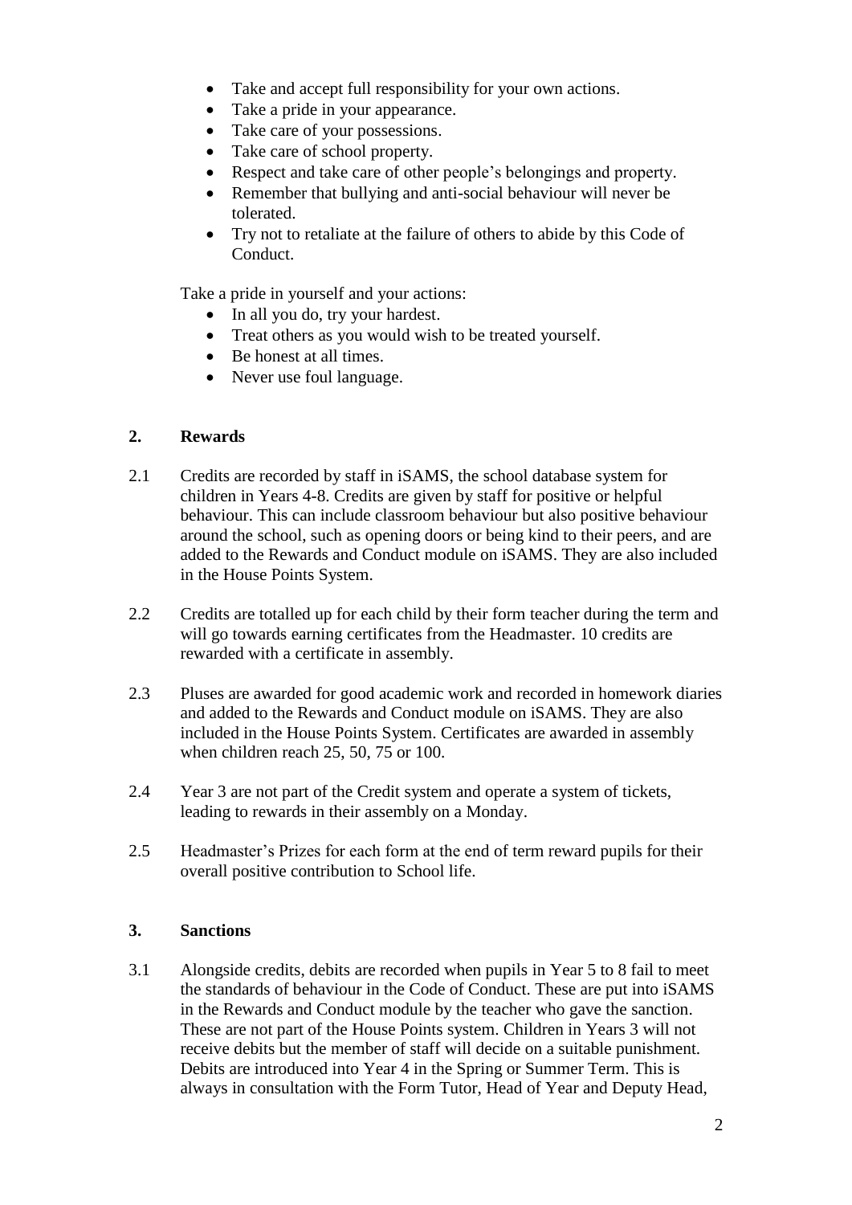- Take and accept full responsibility for your own actions.
- Take a pride in your appearance.
- Take care of your possessions.
- Take care of school property.
- Respect and take care of other people's belongings and property.
- Remember that bullying and anti-social behaviour will never be tolerated.
- Try not to retaliate at the failure of others to abide by this Code of Conduct.

Take a pride in yourself and your actions:

- In all you do, try your hardest.
- Treat others as you would wish to be treated yourself.
- Be honest at all times.
- Never use foul language.

## 2. Rewards

2.1 Credits are recorded by staff in iSAMS, the school database system for children in Years 4-8. Credits are given by staff for positive or helpful behaviour. This can include classroom behaviour but also positive behaviour around the school, such as opening doors or being kind to their peers, and are added to the Rewards and Conduct module on iSAMS. They are also included in the House Points System.

2.2 Credits are totalled up for each child by their form teacher during the term and will go towards earning certificates from the Headmaster. 10 credits are rewarded with a certificate in assembly.

2.3 Pluses are awarded for good academic work and recorded in homework diaries and added to the Rewards and Conduct module on iSAMS. They are also included in the House Points System. Certificates are awarded in assembly when children reach 25, 50, 75 or 100.

2.4 Year 3 are not part of the Credit system and operate a system of tickets, leading to rewards in their assembly on a Monday.

2.5 Headmaster's Prizes for each form at the end of term reward pupils for their overall positive contribution to School life.

## 3. Sanctions

3.1 Alongside credits, debits are recorded when pupils in Year 5 to 8 fail to meet the standards of behaviour in the Code of Conduct. These are put into iSAMS in the Rewards and Conduct module by the teacher who gave the sanction. These are not part of the House Points system. Children in Years 3 will not receive debits but the member of staff will decide on a suitable punishment. Debits are introduced into Year 4 in the Spring or Summer Term. This is always in consultation with the Form Tutor, Head of Year and Deputy Head,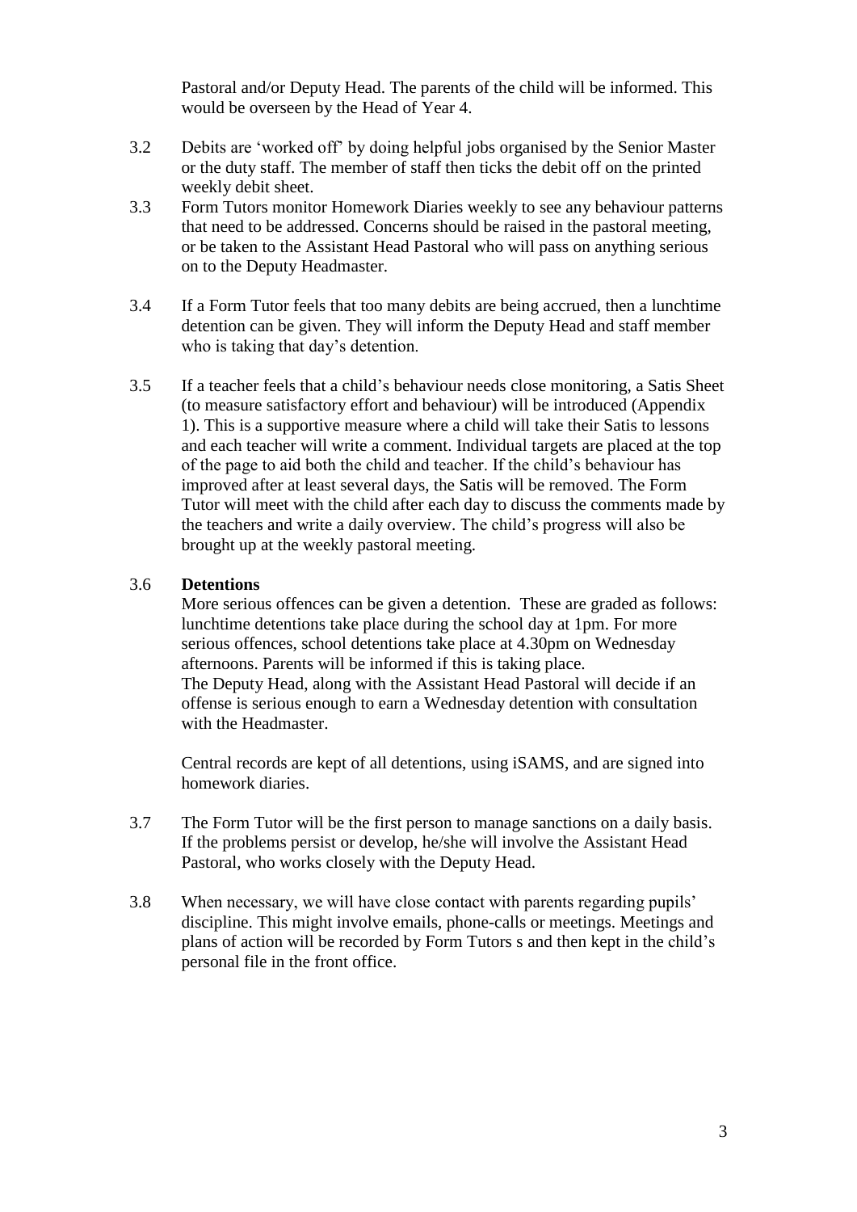Pastoral and/or Deputy Head. The parents of the child will be informed. This would be overseen by the Head of Year 4.

3.2 Debits are 'worked off' by doing helpful jobs organised by the Senior Master or the duty staff. The member of staff then ticks the debit off on the printed weekly debit sheet.

3.3 Form Tutors monitor Homework Diaries weekly to see any behaviour patterns that need to be addressed. Concerns should be raised in the pastoral meeting, or be taken to the Assistant Head Pastoral who will pass on anything serious on to the Deputy Headmaster.

3.4 If a Form Tutor feels that too many debits are being accrued, then a lunchtime detention can be given. They will inform the Deputy Head and staff member who is taking that day's detention.

3.5 If a teacher feels that a child's behaviour needs close monitoring, a Satis Sheet (to measure satisfactory effort and behaviour) will be introduced (Appendix 1). This is a supportive measure where a child will take their Satis to lessons and each teacher will write a comment. Individual targets are placed at the top of the page to aid both the child and teacher. If the child's behaviour has improved after at least several days, the Satis will be removed. The Form Tutor will meet with the child after each day to discuss the comments made by the teachers and write a daily overview. The child's progress will also be brought up at the weekly pastoral meeting.

3.6 **Detentions**

More serious offences can be given a detention. These are graded as follows: lunchtime detentions take place during the school day at 1pm. For more serious offences, school detentions take place at 4.30pm on Wednesday afternoons. Parents will be informed if this is taking place.
The Deputy Head, along with the Assistant Head Pastoral will decide if an offense is serious enough to earn a Wednesday detention with consultation with the Headmaster.

Central records are kept of all detentions, using iSAMS, and are signed into homework diaries.

3.7 The Form Tutor will be the first person to manage sanctions on a daily basis. If the problems persist or develop, he/she will involve the Assistant Head Pastoral, who works closely with the Deputy Head.

3.8 When necessary, we will have close contact with parents regarding pupils' discipline. This might involve emails, phone-calls or meetings. Meetings and plans of action will be recorded by Form Tutors s and then kept in the child's personal file in the front office.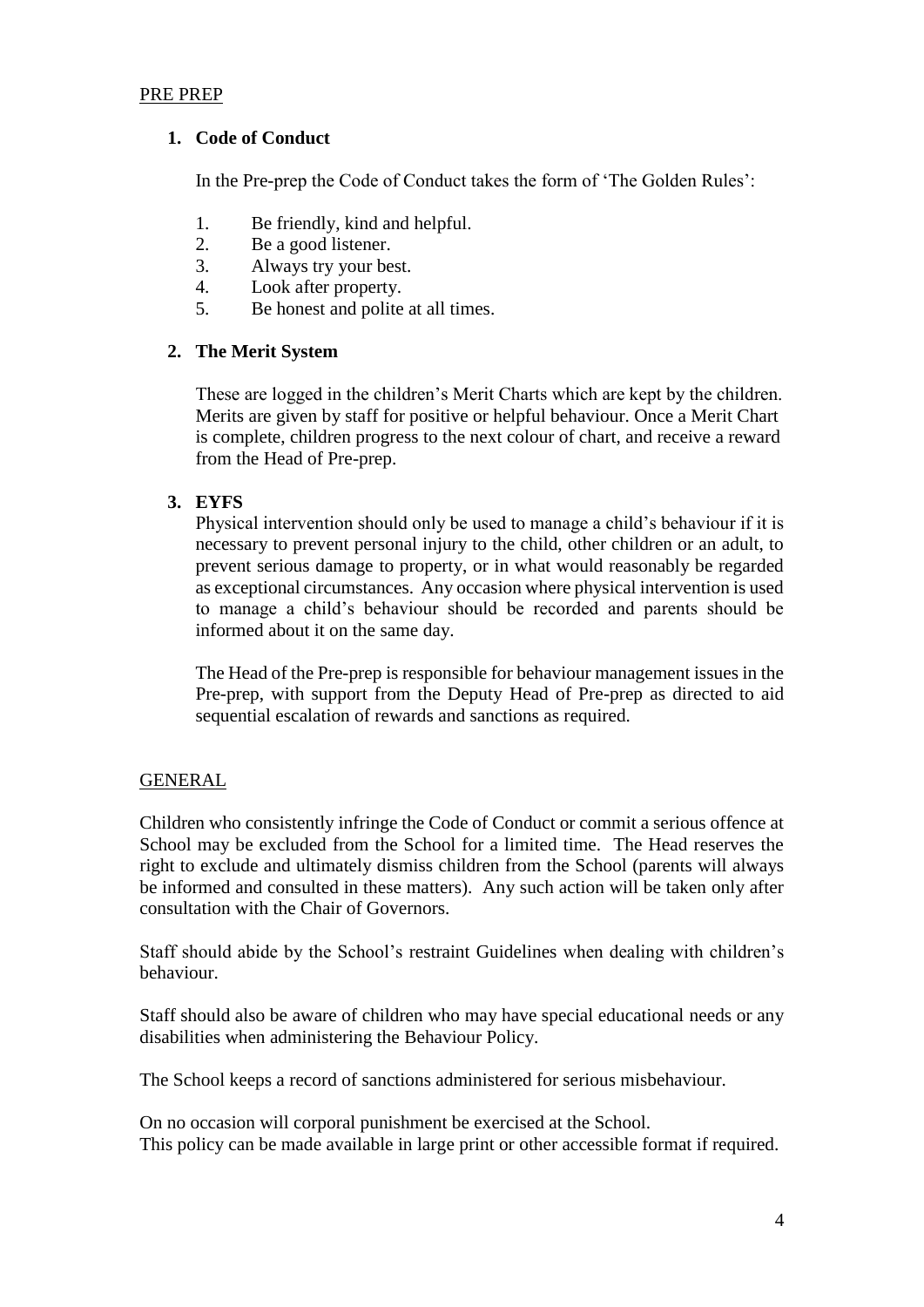## PRE PREP

1. **Code of Conduct**

   In the Pre-prep the Code of Conduct takes the form of 'The Golden Rules':

   1. Be friendly, kind and helpful.
   2. Be a good listener.
   3. Always try your best.
   4. Look after property.
   5. Be honest and polite at all times.

2. **The Merit System**

   These are logged in the children's Merit Charts which are kept by the children. Merits are given by staff for positive or helpful behaviour. Once a Merit Chart is complete, children progress to the next colour of chart, and receive a reward from the Head of Pre-prep.

3. **EYFS**

   Physical intervention should only be used to manage a child's behaviour if it is necessary to prevent personal injury to the child, other children or an adult, to prevent serious damage to property, or in what would reasonably be regarded as exceptional circumstances. Any occasion where physical intervention is used to manage a child's behaviour should be recorded and parents should be informed about it on the same day.

   The Head of the Pre-prep is responsible for behaviour management issues in the Pre-prep, with support from the Deputy Head of Pre-prep as directed to aid sequential escalation of rewards and sanctions as required.

## GENERAL

Children who consistently infringe the Code of Conduct or commit a serious offence at School may be excluded from the School for a limited time. The Head reserves the right to exclude and ultimately dismiss children from the School (parents will always be informed and consulted in these matters). Any such action will be taken only after consultation with the Chair of Governors.

Staff should abide by the School's restraint Guidelines when dealing with children's behaviour.

Staff should also be aware of children who may have special educational needs or any disabilities when administering the Behaviour Policy.

The School keeps a record of sanctions administered for serious misbehaviour.

On no occasion will corporal punishment be exercised at the School.
This policy can be made available in large print or other accessible format if required.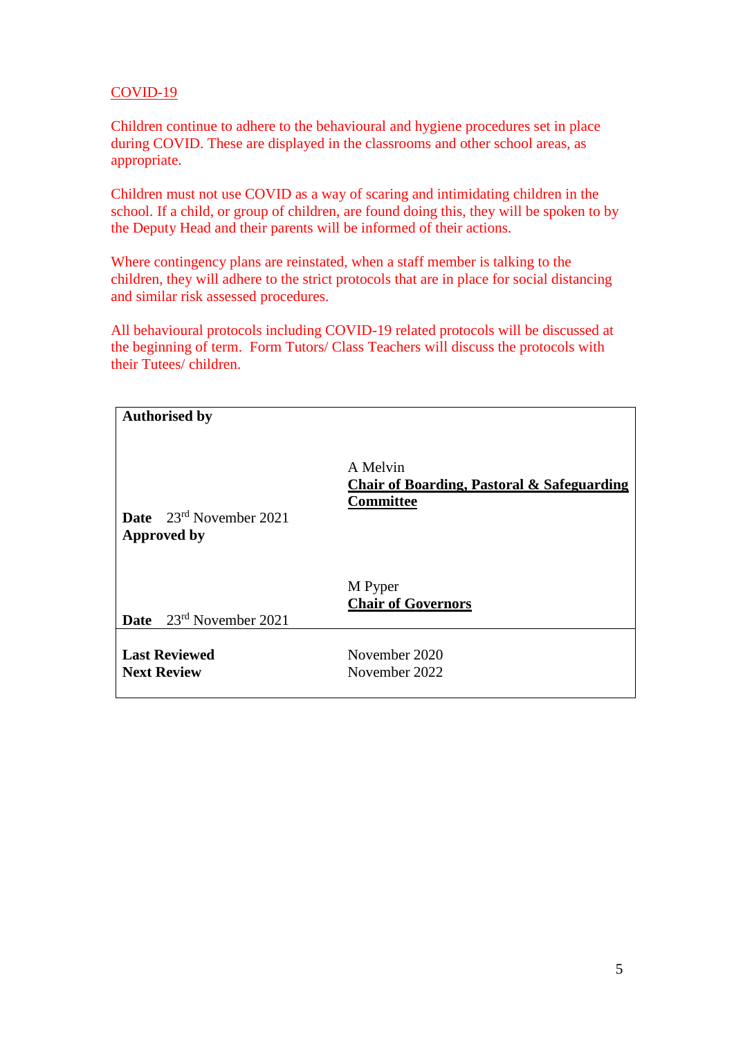COVID-19

Children continue to adhere to the behavioural and hygiene procedures set in place during COVID. These are displayed in the classrooms and other school areas, as appropriate.

Children must not use COVID as a way of scaring and intimidating children in the school. If a child, or group of children, are found doing this, they will be spoken to by the Deputy Head and their parents will be informed of their actions.

Where contingency plans are reinstated, when a staff member is talking to the children, they will adhere to the strict protocols that are in place for social distancing and similar risk assessed procedures.

All behavioural protocols including COVID-19 related protocols will be discussed at the beginning of term. Form Tutors/ Class Teachers will discuss the protocols with their Tutees/ children.

| | |
|---|---|
| **Authorised by** | |
| **Date** 23rd November 2021 | A Melvin<br>**Chair of Boarding, Pastoral & Safeguarding Committee** |
| **Approved by** | |
| **Date** 23rd November 2021 | M Pyper<br>**Chair of Governors** |
| **Last Reviewed**<br>**Next Review** | November 2020<br>November 2022 |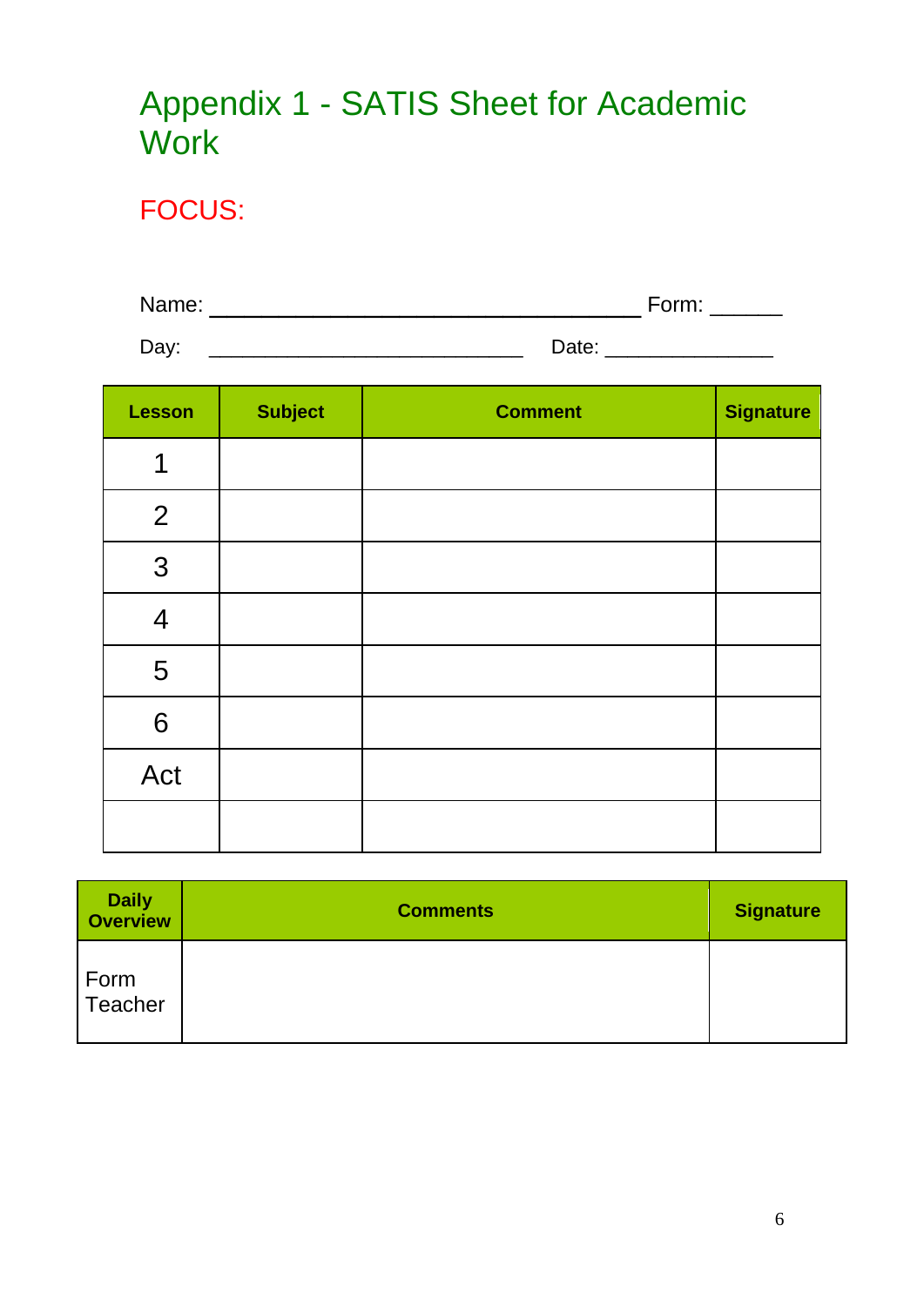# Appendix 1 - SATIS Sheet for Academic Work

## FOCUS:

Name: ___________________________________ Form: ______

Day: ____________________________ Date: _______________

| Lesson | Subject | Comment | Signature |
|---|---|---|---|
| 1 | | | |
| 2 | | | |
| 3 | | | |
| 4 | | | |
| 5 | | | |
| 6 | | | |
| Act | | | |
| | | | |

| Daily Overview | Comments | Signature |
|---|---|---|
| Form Teacher | | |